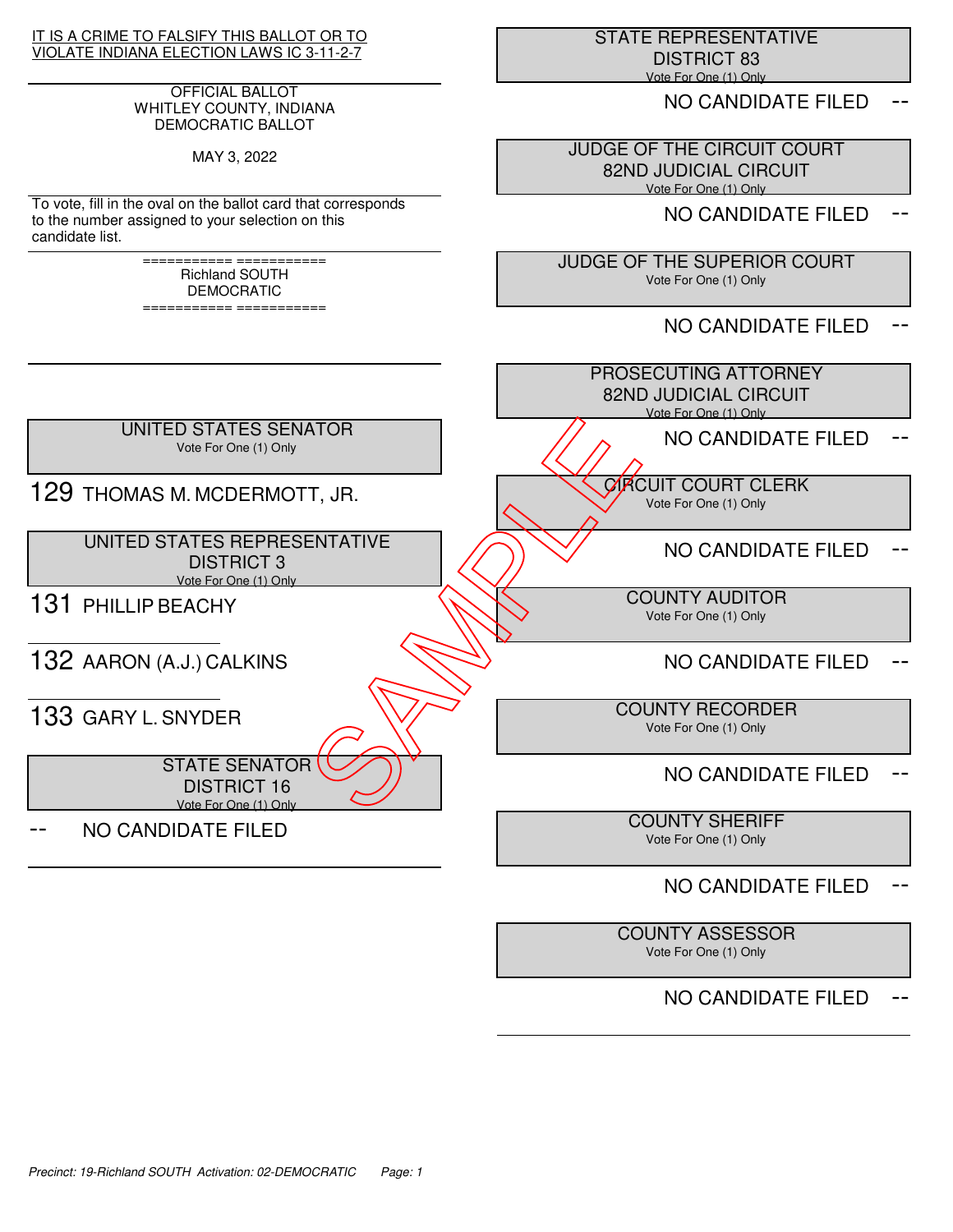IT IS A CRIME TO FALSIFY THIS BALLOT OR TO VIOLATE INDIANA ELECTION LAWS IC 3-11-2-7

OFFICIAL BALLOT
WHITLEY COUNTY, INDIANA
DEMOCRATIC BALLOT

MAY 3, 2022

To vote, fill in the oval on the ballot card that corresponds to the number assigned to your selection on this candidate list.

=========== ===========
Richland SOUTH
DEMOCRATIC
=========== ===========

## UNITED STATES SENATOR
Vote For One (1) Only

129 THOMAS M. MCDERMOTT, JR.

## UNITED STATES REPRESENTATIVE DISTRICT 3
Vote For One (1) Only

131 PHILLIP BEACHY

132 AARON (A.J.) CALKINS

133 GARY L. SNYDER

## STATE SENATOR DISTRICT 16
Vote For One (1) Only

-- NO CANDIDATE FILED

## STATE REPRESENTATIVE DISTRICT 83
Vote For One (1) Only

NO CANDIDATE FILED --

## JUDGE OF THE CIRCUIT COURT 82ND JUDICIAL CIRCUIT
Vote For One (1) Only

NO CANDIDATE FILED --

## JUDGE OF THE SUPERIOR COURT
Vote For One (1) Only

NO CANDIDATE FILED --

## PROSECUTING ATTORNEY 82ND JUDICIAL CIRCUIT
Vote For One (1) Only

NO CANDIDATE FILED --

## CIRCUIT COURT CLERK
Vote For One (1) Only

NO CANDIDATE FILED --

## COUNTY AUDITOR
Vote For One (1) Only

NO CANDIDATE FILED --

## COUNTY RECORDER
Vote For One (1) Only

NO CANDIDATE FILED --

## COUNTY SHERIFF
Vote For One (1) Only

NO CANDIDATE FILED --

## COUNTY ASSESSOR
Vote For One (1) Only

NO CANDIDATE FILED --

SAMPLE

*Precinct: 19-Richland SOUTH Activation: 02-DEMOCRATIC*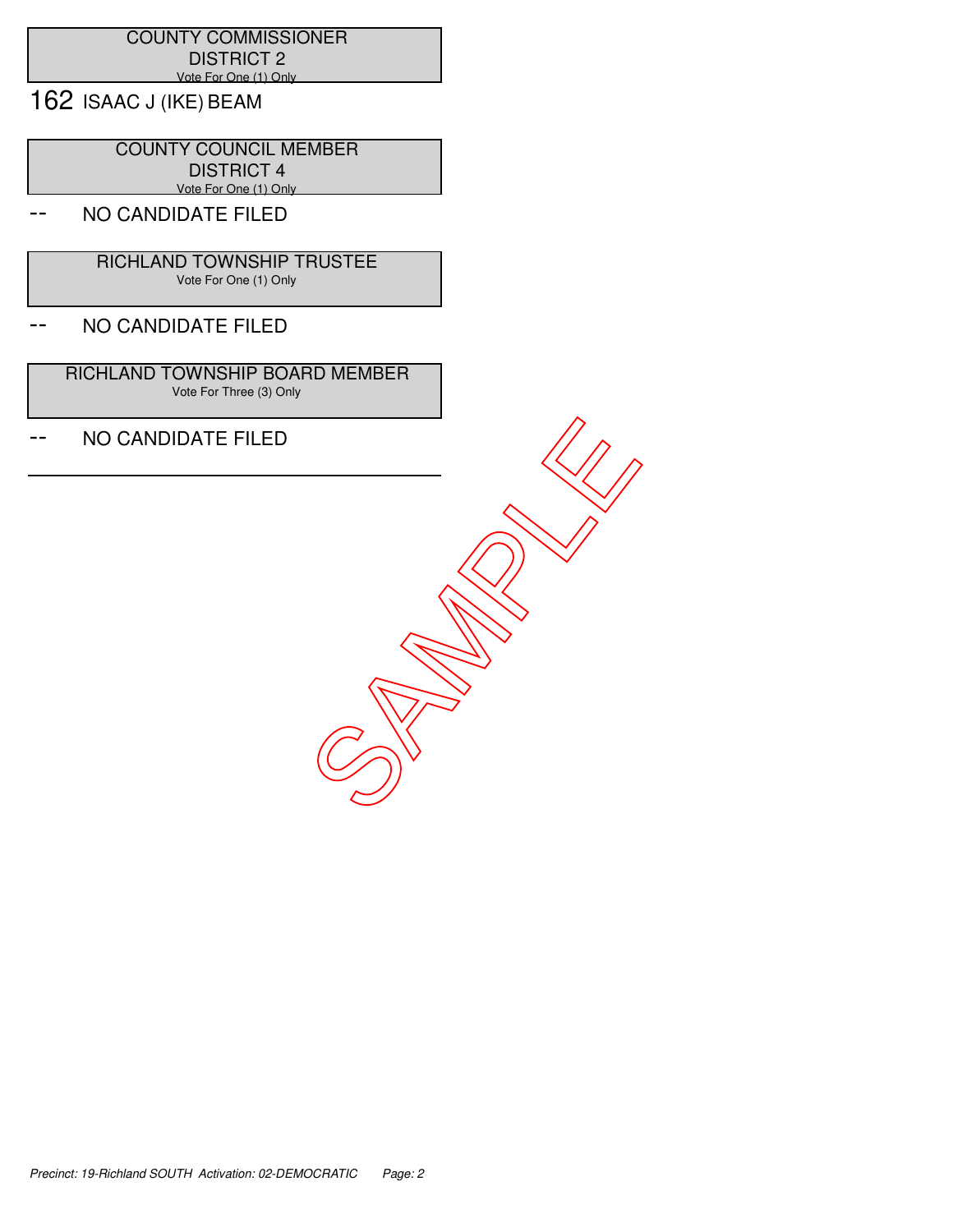## COUNTY COMMISSIONER
## DISTRICT 2
Vote For One (1) Only

162 ISAAC J (IKE) BEAM

## COUNTY COUNCIL MEMBER
## DISTRICT 4
Vote For One (1) Only

-- NO CANDIDATE FILED

## RICHLAND TOWNSHIP TRUSTEE
Vote For One (1) Only

-- NO CANDIDATE FILED

## RICHLAND TOWNSHIP BOARD MEMBER
Vote For Three (3) Only

-- NO CANDIDATE FILED

SAMPLE

*Precinct: 19-Richland SOUTH Activation: 02-DEMOCRATIC*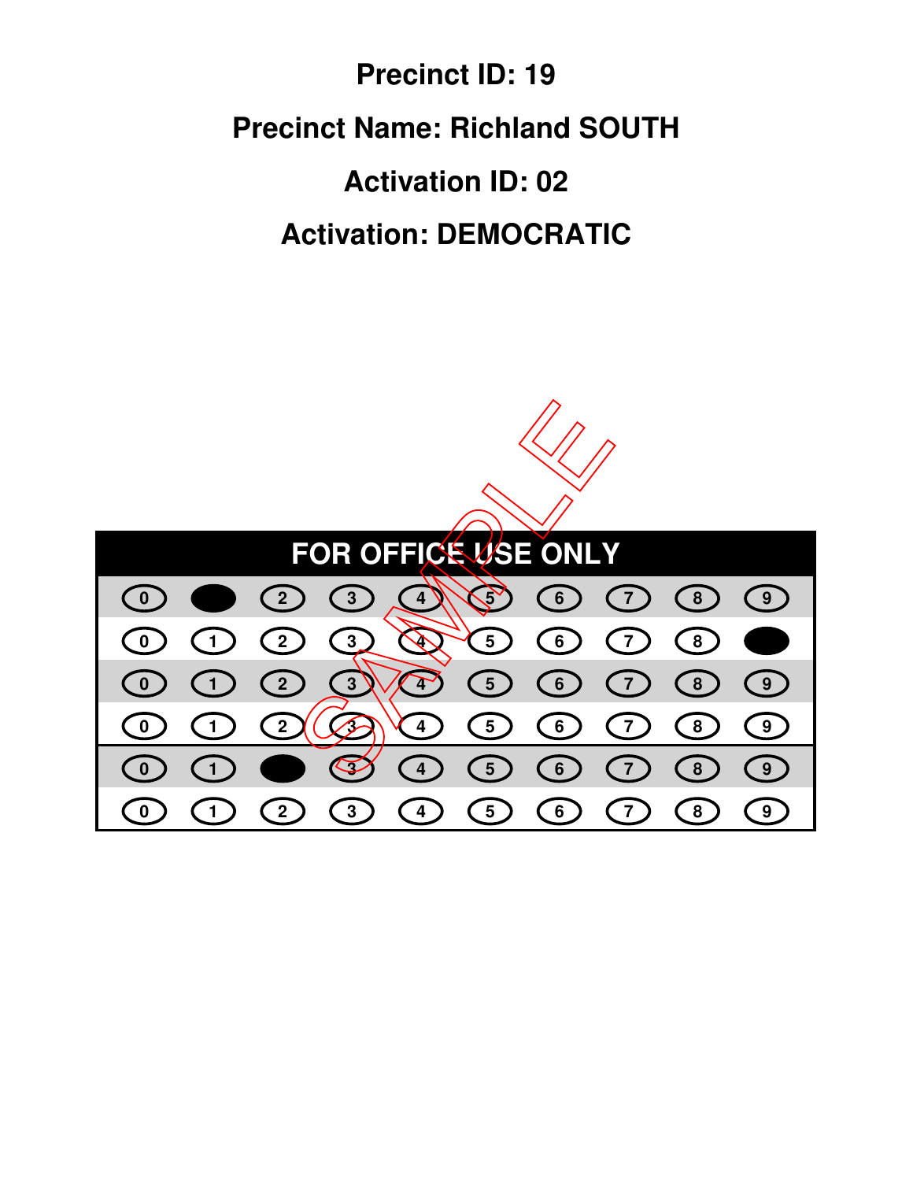**Precinct ID: 19**

**Precinct Name: Richland SOUTH**

**Activation ID: 02**

**Activation: DEMOCRATIC**

SAMPLE

| FOR OFFICE USE ONLY | | | | | | | | | |
|---|---|---|---|---|---|---|---|---|---|
| 0 | ● | 2 | 3 | 4 | 5 | 6 | 7 | 8 | 9 |
| 0 | 1 | 2 | 3 | 4 | 5 | 6 | 7 | 8 | ● |
| 0 | 1 | 2 | 3 | 4 | 5 | 6 | 7 | 8 | 9 |
| 0 | 1 | 2 | 3 | 4 | 5 | 6 | 7 | 8 | 9 |
| 0 | 1 | ● | 3 | 4 | 5 | 6 | 7 | 8 | 9 |
| 0 | 1 | 2 | 3 | 4 | 5 | 6 | 7 | 8 | 9 |